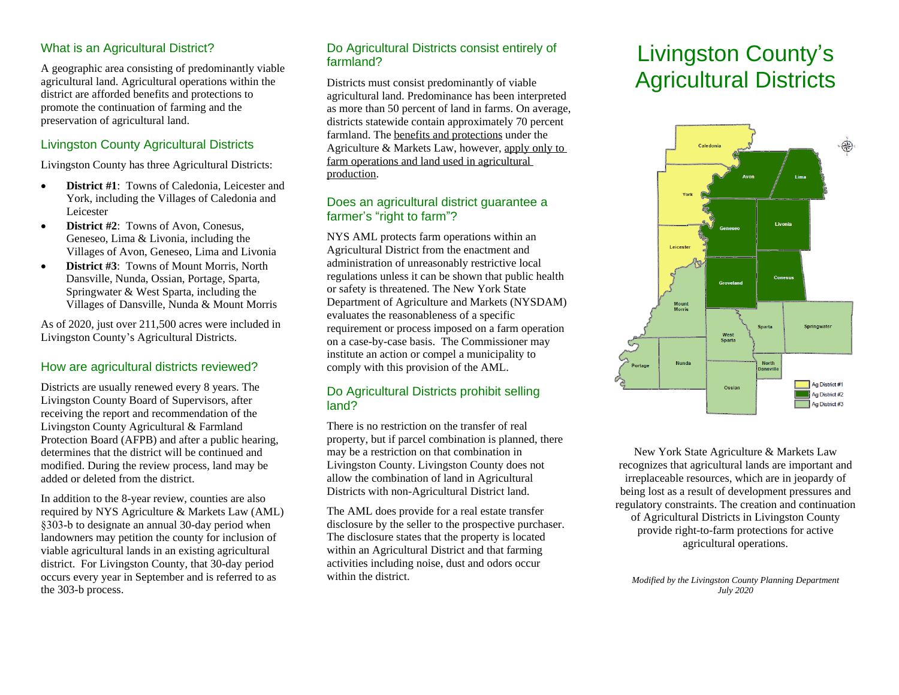## What is an Agricultural District?

A geographic area consisting of predominantly viable agricultural land. Agricultural operations within the district are afforded benefits and protections to promote the continuation of farming and the preservation of agricultural land.

## Livingston County Agricultural Districts

Livingston County has three Agricultural Districts:

- **District #1**: Towns of Caledonia, Leicester and York, including the Villages of Caledonia and Leicester
- **District #2**: Towns of Avon, Conesus, Geneseo, Lima & Livonia, including the Villages of Avon, Geneseo, Lima and Livonia
- **District #3**: Towns of Mount Morris, North Dansville, Nunda, Ossian, Portage, Sparta, Springwater & West Sparta, including the Villages of Dansville, Nunda & Mount Morris

As of 2020, just over 211,500 acres were included in Livingston County's Agricultural Districts.

## How are agricultural districts reviewed?

Districts are usually renewed every 8 years. The Livingston County Board of Supervisors, after receiving the report and recommendation of the Livingston County Agricultural & Farmland Protection Board (AFPB) and after a public hearing, determines that the district will be continued and modified. During the review process, land may be added or deleted from the district.

In addition to the 8-year review, counties are also required by NYS Agriculture & Markets Law (AML) §303-b to designate an annual 30-day period when landowners may petition the county for inclusion of viable agricultural lands in an existing agricultural district. For Livingston County, that 30-day period occurs every year in September and is referred to as the 303-b process.

## Do Agricultural Districts consist entirely of farmland?

Districts must consist predominantly of viable agricultural land. Predominance has been interpreted as more than 50 percent of land in farms. On average, districts statewide contain approximately 70 percent farmland. The benefits and protections under the Agriculture & Markets Law, however, apply only to farm operations and land used in agricultural production.

## Does an agricultural district guarantee a farmer's "right to farm"?

NYS AML protects farm operations within an Agricultural District from the enactment and administration of unreasonably restrictive local regulations unless it can be shown that public health or safety is threatened. The New York State Department of Agriculture and Markets (NYSDAM) evaluates the reasonableness of a specific requirement or process imposed on a farm operation on a case-by-case basis. The Commissioner may institute an action or compel a municipality to comply with this provision of the AML.

## Do Agricultural Districts prohibit selling land?

There is no restriction on the transfer of real property, but if parcel combination is planned, there may be a restriction on that combination in Livingston County. Livingston County does not allow the combination of land in Agricultural Districts with non-Agricultural District land.

The AML does provide for a real estate transfer disclosure by the seller to the prospective purchaser. The disclosure states that the property is located within an Agricultural District and that farming activities including noise, dust and odors occur within the district.

# Livingston County's Agricultural Districts

New York State Agriculture & Markets Law recognizes that agricultural lands are important and irreplaceable resources, which are in jeopardy of being lost as a result of development pressures and regulatory constraints. The creation and continuation of Agricultural Districts in Livingston County provide right-to-farm protections for active agricultural operations.

*Modified by the Livingston County Planning Department*
*July 2020*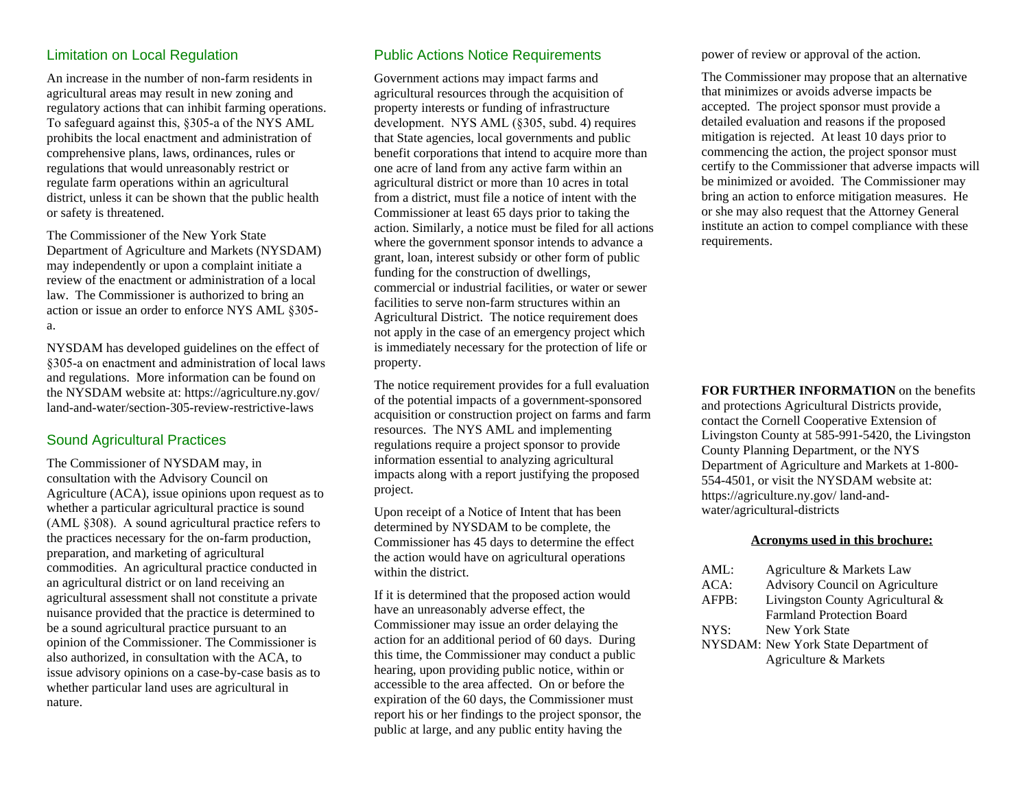## Limitation on Local Regulation

An increase in the number of non-farm residents in agricultural areas may result in new zoning and regulatory actions that can inhibit farming operations. To safeguard against this, §305-a of the NYS AML prohibits the local enactment and administration of comprehensive plans, laws, ordinances, rules or regulations that would unreasonably restrict or regulate farm operations within an agricultural district, unless it can be shown that the public health or safety is threatened.

The Commissioner of the New York State Department of Agriculture and Markets (NYSDAM) may independently or upon a complaint initiate a review of the enactment or administration of a local law. The Commissioner is authorized to bring an action or issue an order to enforce NYS AML §305-a.

NYSDAM has developed guidelines on the effect of §305-a on enactment and administration of local laws and regulations. More information can be found on the NYSDAM website at: https://agriculture.ny.gov/ land-and-water/section-305-review-restrictive-laws

## Sound Agricultural Practices

The Commissioner of NYSDAM may, in consultation with the Advisory Council on Agriculture (ACA), issue opinions upon request as to whether a particular agricultural practice is sound (AML §308). A sound agricultural practice refers to the practices necessary for the on-farm production, preparation, and marketing of agricultural commodities. An agricultural practice conducted in an agricultural district or on land receiving an agricultural assessment shall not constitute a private nuisance provided that the practice is determined to be a sound agricultural practice pursuant to an opinion of the Commissioner. The Commissioner is also authorized, in consultation with the ACA, to issue advisory opinions on a case-by-case basis as to whether particular land uses are agricultural in nature.

## Public Actions Notice Requirements

Government actions may impact farms and agricultural resources through the acquisition of property interests or funding of infrastructure development. NYS AML (§305, subd. 4) requires that State agencies, local governments and public benefit corporations that intend to acquire more than one acre of land from any active farm within an agricultural district or more than 10 acres in total from a district, must file a notice of intent with the Commissioner at least 65 days prior to taking the action. Similarly, a notice must be filed for all actions where the government sponsor intends to advance a grant, loan, interest subsidy or other form of public funding for the construction of dwellings, commercial or industrial facilities, or water or sewer facilities to serve non-farm structures within an Agricultural District. The notice requirement does not apply in the case of an emergency project which is immediately necessary for the protection of life or property.

The notice requirement provides for a full evaluation of the potential impacts of a government-sponsored acquisition or construction project on farms and farm resources. The NYS AML and implementing regulations require a project sponsor to provide information essential to analyzing agricultural impacts along with a report justifying the proposed project.

Upon receipt of a Notice of Intent that has been determined by NYSDAM to be complete, the Commissioner has 45 days to determine the effect the action would have on agricultural operations within the district.

If it is determined that the proposed action would have an unreasonably adverse effect, the Commissioner may issue an order delaying the action for an additional period of 60 days. During this time, the Commissioner may conduct a public hearing, upon providing public notice, within or accessible to the area affected. On or before the expiration of the 60 days, the Commissioner must report his or her findings to the project sponsor, the public at large, and any public entity having the power of review or approval of the action.

The Commissioner may propose that an alternative that minimizes or avoids adverse impacts be accepted. The project sponsor must provide a detailed evaluation and reasons if the proposed mitigation is rejected. At least 10 days prior to commencing the action, the project sponsor must certify to the Commissioner that adverse impacts will be minimized or avoided. The Commissioner may bring an action to enforce mitigation measures. He or she may also request that the Attorney General institute an action to compel compliance with these requirements.

**FOR FURTHER INFORMATION** on the benefits and protections Agricultural Districts provide, contact the Cornell Cooperative Extension of Livingston County at 585-991-5420, the Livingston County Planning Department, or the NYS Department of Agriculture and Markets at 1-800-554-4501, or visit the NYSDAM website at: https://agriculture.ny.gov/ land-and-water/agricultural-districts

**Acronyms used in this brochure:**

| | |
|---|---|
| AML: | Agriculture & Markets Law |
| ACA: | Advisory Council on Agriculture |
| AFPB: | Livingston County Agricultural & Farmland Protection Board |
| NYS: | New York State |
| NYSDAM: | New York State Department of Agriculture & Markets |